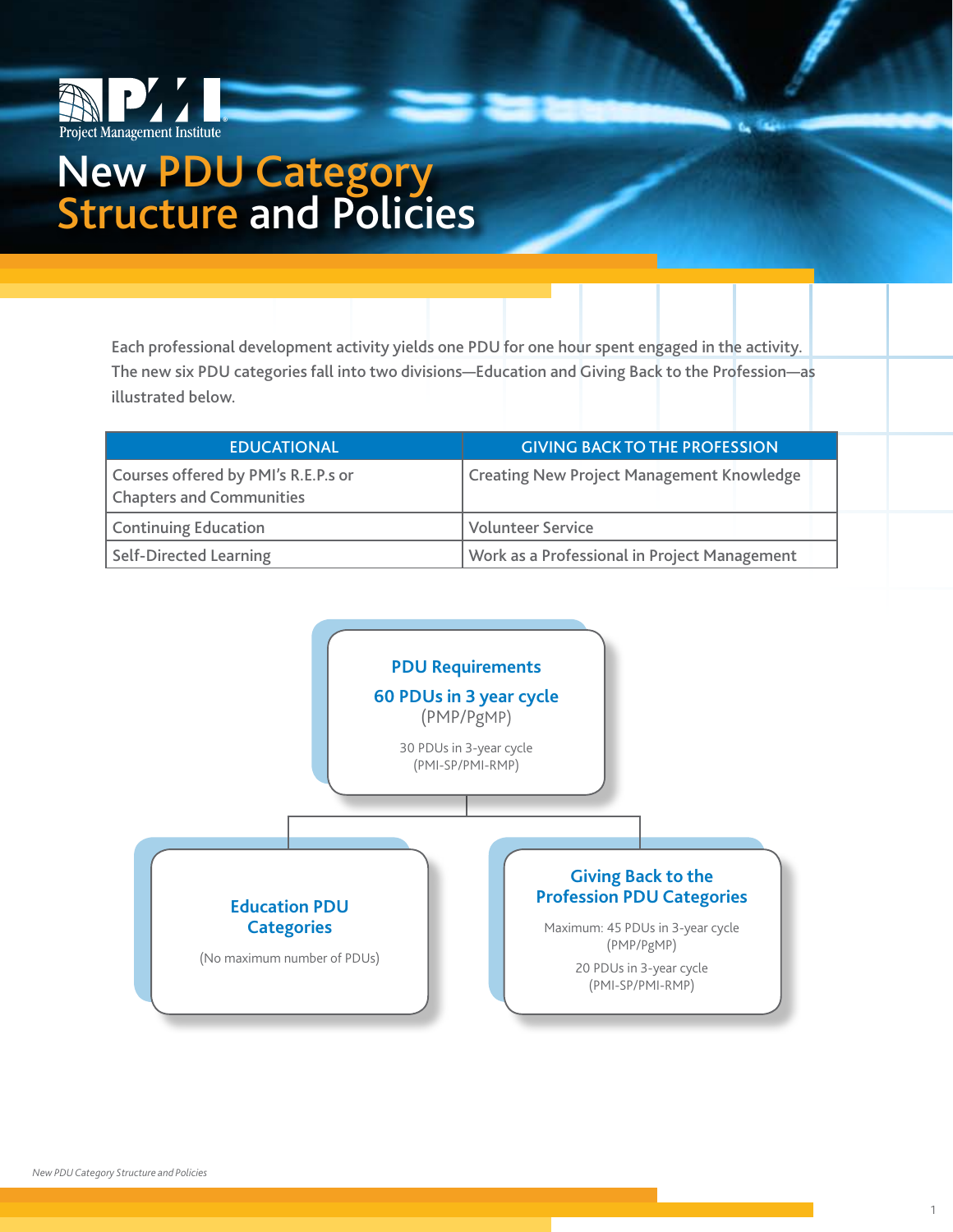Project Management Institute

# New PDU Category Structure and Policies

Each professional development activity yields one PDU for one hour spent engaged in the activity. The new six PDU categories fall into two divisions—Education and Giving Back to the Profession—as illustrated below.

| EDUCATIONAL | GIVING BACK TO THE PROFESSION |
|---|---|
| Courses offered by PMI's R.E.P.s or Chapters and Communities | Creating New Project Management Knowledge |
| Continuing Education | Volunteer Service |
| Self-Directed Learning | Work as a Professional in Project Management |

**PDU Requirements**

**60 PDUs in 3 year cycle**
(PMP/PgMP)

30 PDUs in 3-year cycle
(PMI-SP/PMI-RMP)

**Education PDU Categories**

(No maximum number of PDUs)

**Giving Back to the Profession PDU Categories**

Maximum: 45 PDUs in 3-year cycle
(PMP/PgMP)

20 PDUs in 3-year cycle
(PMI-SP/PMI-RMP)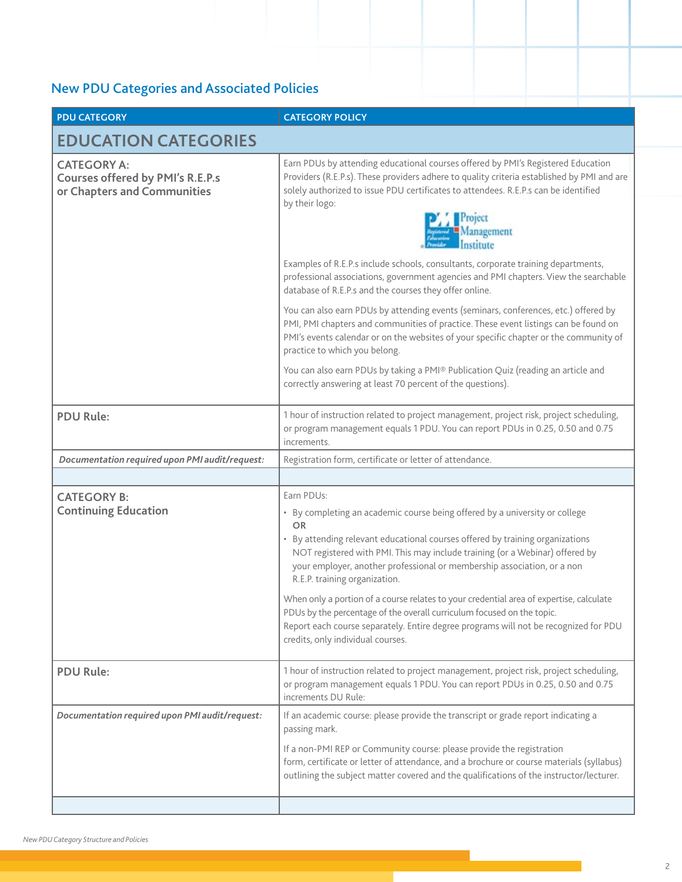## New PDU Categories and Associated Policies

| PDU CATEGORY | CATEGORY POLICY |
|---|---|
| **EDUCATION CATEGORIES** | |
| **CATEGORY A: Courses offered by PMI's R.E.P.s or Chapters and Communities** | Earn PDUs by attending educational courses offered by PMI's Registered Education Providers (R.E.P.s). These providers adhere to quality criteria established by PMI and are solely authorized to issue PDU certificates to attendees. R.E.P.s can be identified by their logo:<br><br>Examples of R.E.P.s include schools, consultants, corporate training departments, professional associations, government agencies and PMI chapters. View the searchable database of R.E.P.s and the courses they offer online.<br><br>You can also earn PDUs by attending events (seminars, conferences, etc.) offered by PMI, PMI chapters and communities of practice. These event listings can be found on PMI's events calendar or on the websites of your specific chapter or the community of practice to which you belong.<br><br>You can also earn PDUs by taking a PMI® Publication Quiz (reading an article and correctly answering at least 70 percent of the questions). |
| **PDU Rule:** | 1 hour of instruction related to project management, project risk, project scheduling, or program management equals 1 PDU. You can report PDUs in 0.25, 0.50 and 0.75 increments. |
| ***Documentation required upon PMI audit/request:*** | Registration form, certificate or letter of attendance. |
| | |
| **CATEGORY B: Continuing Education** | Earn PDUs:<br>• By completing an academic course being offered by a university or college<br>**OR**<br>• By attending relevant educational courses offered by training organizations NOT registered with PMI. This may include training (or a Webinar) offered by your employer, another professional or membership association, or a non R.E.P. training organization.<br><br>When only a portion of a course relates to your credential area of expertise, calculate PDUs by the percentage of the overall curriculum focused on the topic.<br>Report each course separately. Entire degree programs will not be recognized for PDU credits, only individual courses. |
| **PDU Rule:** | 1 hour of instruction related to project management, project risk, project scheduling, or program management equals 1 PDU. You can report PDUs in 0.25, 0.50 and 0.75 increments DU Rule: |
| ***Documentation required upon PMI audit/request:*** | If an academic course: please provide the transcript or grade report indicating a passing mark.<br><br>If a non-PMI REP or Community course: please provide the registration form, certificate or letter of attendance, and a brochure or course materials (syllabus) outlining the subject matter covered and the qualifications of the instructor/lecturer. |
| | |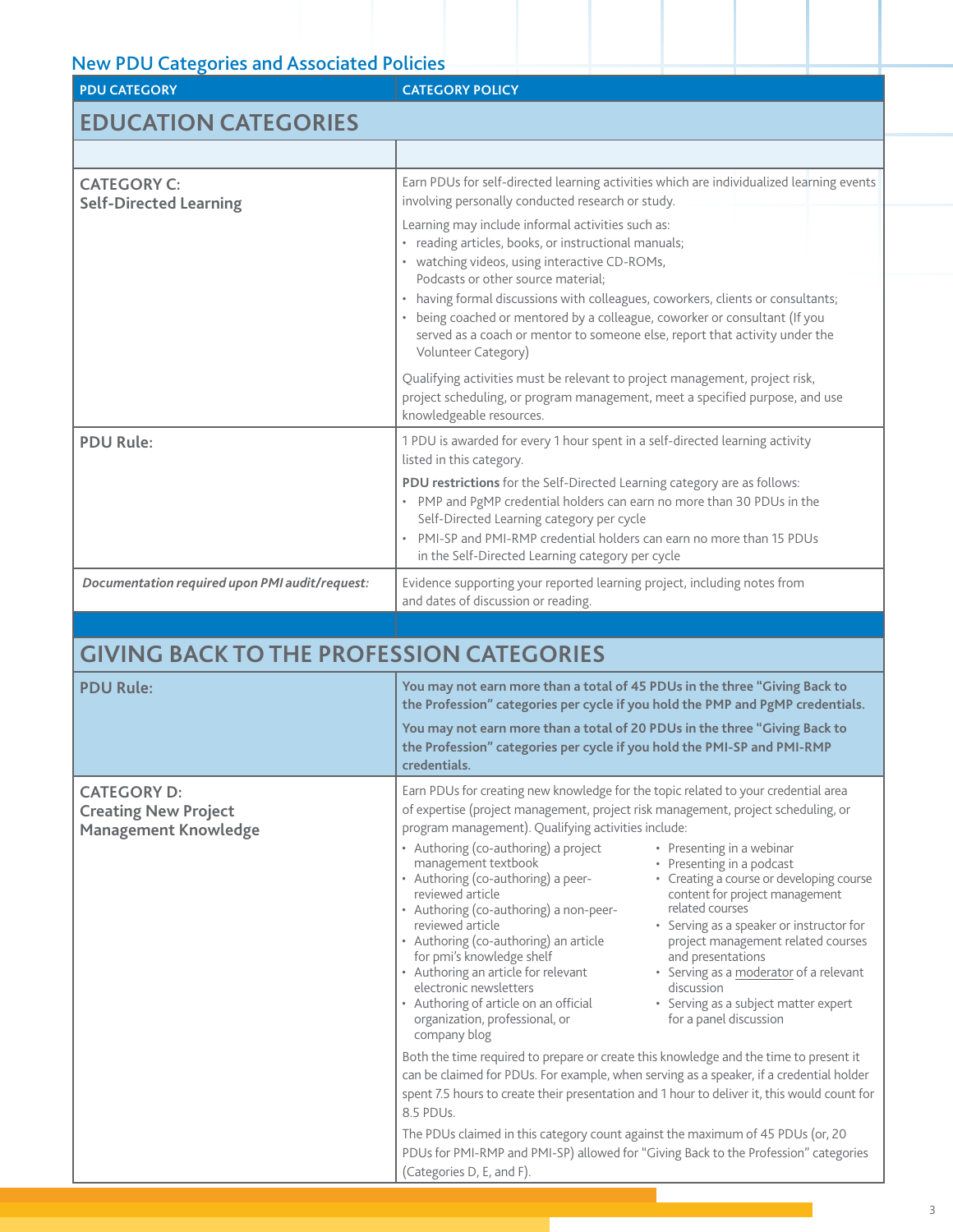## New PDU Categories and Associated Policies

| PDU CATEGORY | CATEGORY POLICY |
|---|---|
| **EDUCATION CATEGORIES** | |
| | |
| **CATEGORY C: Self-Directed Learning** | Earn PDUs for self-directed learning activities which are individualized learning events involving personally conducted research or study.<br><br>Learning may include informal activities such as:<br>• reading articles, books, or instructional manuals;<br>• watching videos, using interactive CD-ROMs, Podcasts or other source material;<br>• having formal discussions with colleagues, coworkers, clients or consultants;<br>• being coached or mentored by a colleague, coworker or consultant (If you served as a coach or mentor to someone else, report that activity under the Volunteer Category)<br><br>Qualifying activities must be relevant to project management, project risk, project scheduling, or program management, meet a specified purpose, and use knowledgeable resources. |
| **PDU Rule:** | 1 PDU is awarded for every 1 hour spent in a self-directed learning activity listed in this category.<br><br>**PDU restrictions** for the Self-Directed Learning category are as follows:<br>• PMP and PgMP credential holders can earn no more than 30 PDUs in the Self-Directed Learning category per cycle<br>• PMI-SP and PMI-RMP credential holders can earn no more than 15 PDUs in the Self-Directed Learning category per cycle |
| ***Documentation required upon PMI audit/request:*** | Evidence supporting your reported learning project, including notes from and dates of discussion or reading. |
| | |
| **GIVING BACK TO THE PROFESSION CATEGORIES** | |
| **PDU Rule:** | **You may not earn more than a total of 45 PDUs in the three "Giving Back to the Profession" categories per cycle if you hold the PMP and PgMP credentials.**<br><br>**You may not earn more than a total of 20 PDUs in the three "Giving Back to the Profession" categories per cycle if you hold the PMI-SP and PMI-RMP credentials.** |
| **CATEGORY D: Creating New Project Management Knowledge** | Earn PDUs for creating new knowledge for the topic related to your credential area of expertise (project management, project risk management, project scheduling, or program management). Qualifying activities include:<br>• Authoring (co-authoring) a project management textbook<br>• Authoring (co-authoring) a peer-reviewed article<br>• Authoring (co-authoring) a non-peer-reviewed article<br>• Authoring (co-authoring) an article for pmi's knowledge shelf<br>• Authoring an article for relevant electronic newsletters<br>• Authoring of article on an official organization, professional, or company blog<br>• Presenting in a webinar<br>• Presenting in a podcast<br>• Creating a course or developing course content for project management related courses<br>• Serving as a speaker or instructor for project management related courses and presentations<br>• Serving as a moderator of a relevant discussion<br>• Serving as a subject matter expert for a panel discussion<br><br>Both the time required to prepare or create this knowledge and the time to present it can be claimed for PDUs. For example, when serving as a speaker, if a credential holder spent 7.5 hours to create their presentation and 1 hour to deliver it, this would count for 8.5 PDUs.<br><br>The PDUs claimed in this category count against the maximum of 45 PDUs (or, 20 PDUs for PMI-RMP and PMI-SP) allowed for "Giving Back to the Profession" categories (Categories D, E, and F). |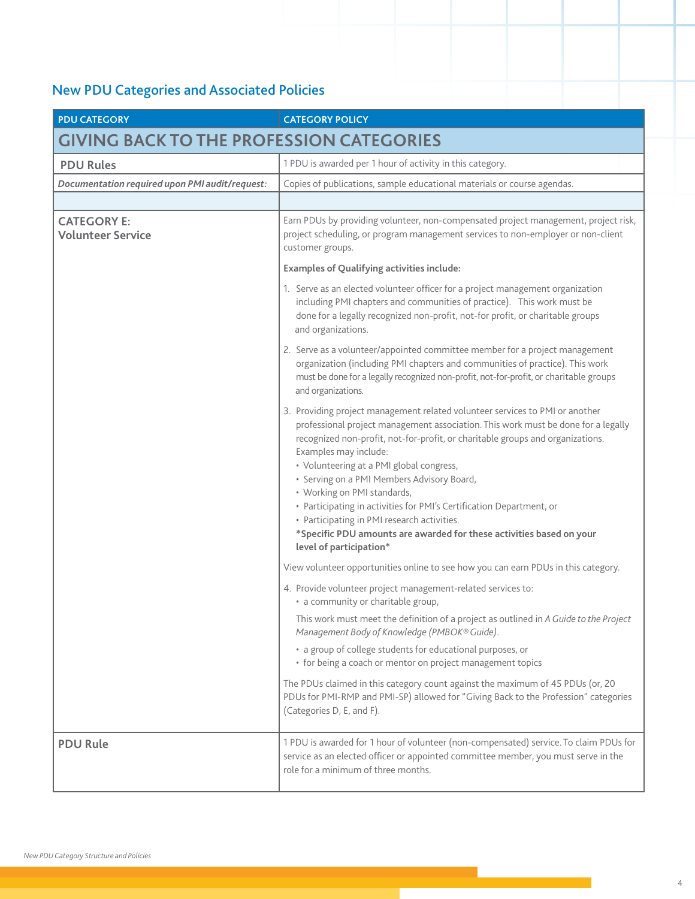## New PDU Categories and Associated Policies

| PDU CATEGORY | CATEGORY POLICY |
|---|---|
| **GIVING BACK TO THE PROFESSION CATEGORIES** | |
| **PDU Rules** | 1 PDU is awarded per 1 hour of activity in this category. |
| ***Documentation required upon PMI audit/request:*** | Copies of publications, sample educational materials or course agendas. |
| | |
| **CATEGORY E: Volunteer Service** | Earn PDUs by providing volunteer, non-compensated project management, project risk, project scheduling, or program management services to non-employer or non-client customer groups.<br><br>**Examples of Qualifying activities include:**<br><br>1. Serve as an elected volunteer officer for a project management organization including PMI chapters and communities of practice). This work must be done for a legally recognized non-profit, not-for profit, or charitable groups and organizations.<br><br>2. Serve as a volunteer/appointed committee member for a project management organization (including PMI chapters and communities of practice). This work must be done for a legally recognized non-profit, not-for-profit, or charitable groups and organizations.<br><br>3. Providing project management related volunteer services to PMI or another professional project management association. This work must be done for a legally recognized non-profit, not-for-profit, or charitable groups and organizations. Examples may include:<br>• Volunteering at a PMI global congress,<br>• Serving on a PMI Members Advisory Board,<br>• Working on PMI standards,<br>• Participating in activities for PMI's Certification Department, or<br>• Participating in PMI research activities.<br>***Specific PDU amounts are awarded for these activities based on your level of participation***<br><br>View volunteer opportunities online to see how you can earn PDUs in this category.<br><br>4. Provide volunteer project management-related services to:<br>• a community or charitable group,<br>This work must meet the definition of a project as outlined in *A Guide to the Project Management Body of Knowledge (PMBOK® Guide)*.<br>• a group of college students for educational purposes, or<br>• for being a coach or mentor on project management topics<br><br>The PDUs claimed in this category count against the maximum of 45 PDUs (or, 20 PDUs for PMI-RMP and PMI-SP) allowed for "Giving Back to the Profession" categories (Categories D, E, and F). |
| **PDU Rule** | 1 PDU is awarded for 1 hour of volunteer (non-compensated) service. To claim PDUs for service as an elected officer or appointed committee member, you must serve in the role for a minimum of three months. |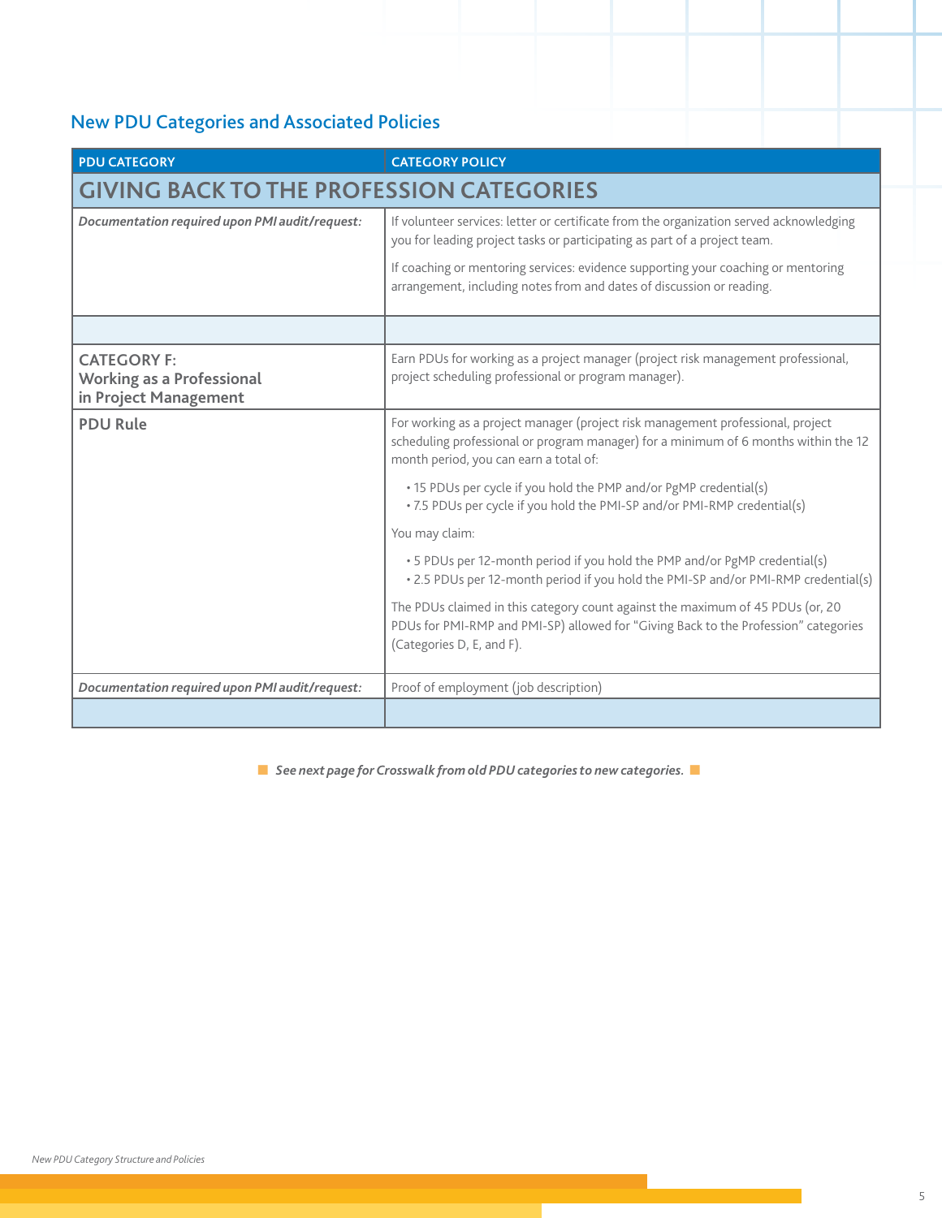## New PDU Categories and Associated Policies

| PDU CATEGORY | CATEGORY POLICY |
|---|---|
| **GIVING BACK TO THE PROFESSION CATEGORIES** | |
| ***Documentation required upon PMI audit/request:*** | If volunteer services: letter or certificate from the organization served acknowledging you for leading project tasks or participating as part of a project team.<br><br>If coaching or mentoring services: evidence supporting your coaching or mentoring arrangement, including notes from and dates of discussion or reading. |
| | |
| **CATEGORY F: Working as a Professional in Project Management** | Earn PDUs for working as a project manager (project risk management professional, project scheduling professional or program manager). |
| **PDU Rule** | For working as a project manager (project risk management professional, project scheduling professional or program manager) for a minimum of 6 months within the 12 month period, you can earn a total of:<br><br>• 15 PDUs per cycle if you hold the PMP and/or PgMP credential(s)<br>• 7.5 PDUs per cycle if you hold the PMI-SP and/or PMI-RMP credential(s)<br><br>You may claim:<br><br>• 5 PDUs per 12-month period if you hold the PMP and/or PgMP credential(s)<br>• 2.5 PDUs per 12-month period if you hold the PMI-SP and/or PMI-RMP credential(s)<br><br>The PDUs claimed in this category count against the maximum of 45 PDUs (or, 20 PDUs for PMI-RMP and PMI-SP) allowed for "Giving Back to the Profession" categories (Categories D, E, and F). |
| ***Documentation required upon PMI audit/request:*** | Proof of employment (job description) |
| | |

***See next page for Crosswalk from old PDU categories to new categories.***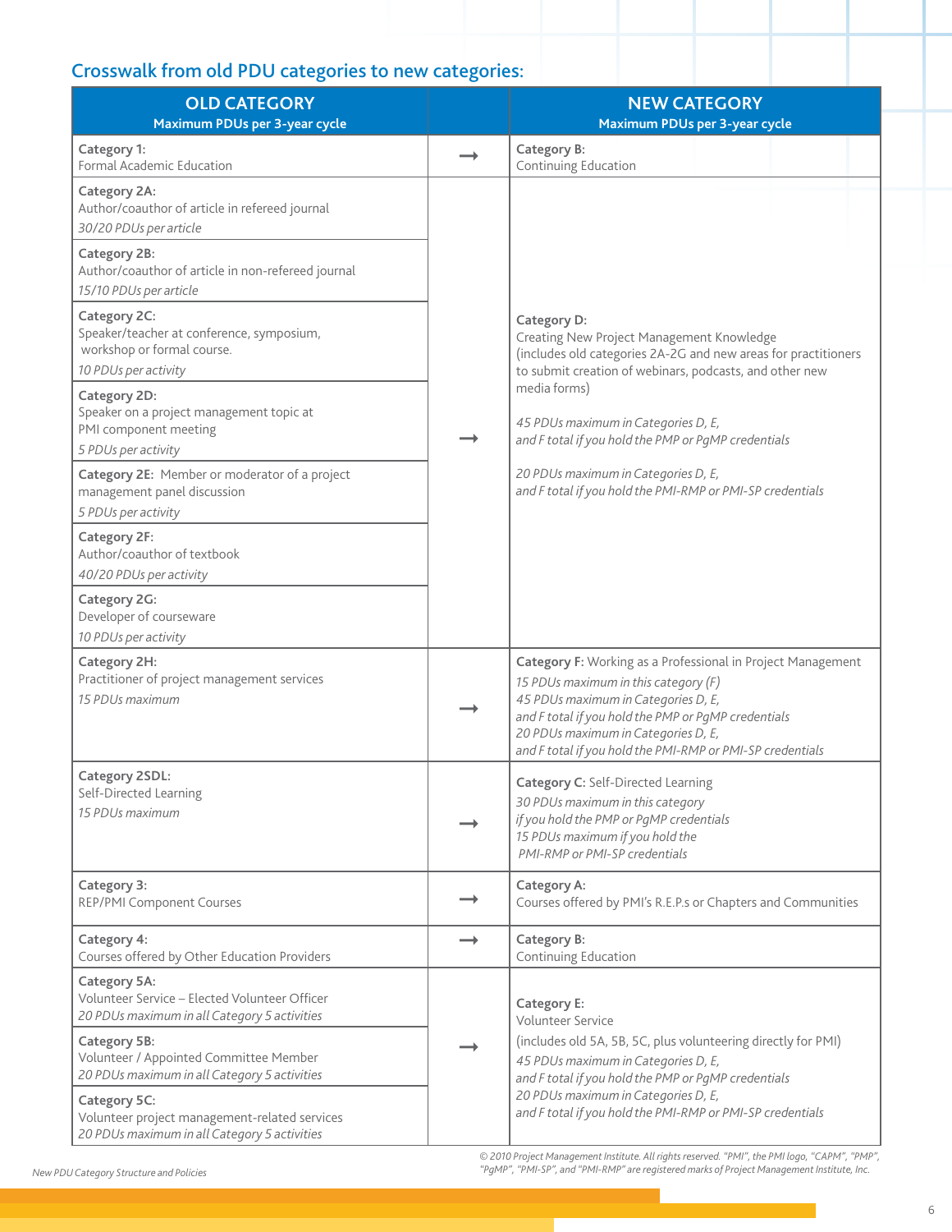## Crosswalk from old PDU categories to new categories:

| OLD CATEGORY<br>Maximum PDUs per 3-year cycle | | NEW CATEGORY<br>Maximum PDUs per 3-year cycle |
|---|---|---|
| **Category 1:**<br>Formal Academic Education | → | **Category B:**<br>Continuing Education |
| **Category 2A:**<br>Author/coauthor of article in refereed journal<br>*30/20 PDUs per article* | → | **Category D:**<br>Creating New Project Management Knowledge<br>(includes old categories 2A-2G and new areas for practitioners to submit creation of webinars, podcasts, and other new media forms)<br>*45 PDUs maximum in Categories D, E, and F total if you hold the PMP or PgMP credentials*<br>*20 PDUs maximum in Categories D, E, and F total if you hold the PMI-RMP or PMI-SP credentials* |
| **Category 2B:**<br>Author/coauthor of article in non-refereed journal<br>*15/10 PDUs per article* | | |
| **Category 2C:**<br>Speaker/teacher at conference, symposium, workshop or formal course.<br>*10 PDUs per activity* | | |
| **Category 2D:**<br>Speaker on a project management topic at PMI component meeting<br>*5 PDUs per activity* | | |
| **Category 2E:** Member or moderator of a project management panel discussion<br>*5 PDUs per activity* | | |
| **Category 2F:**<br>Author/coauthor of textbook<br>*40/20 PDUs per activity* | | |
| **Category 2G:**<br>Developer of courseware<br>*10 PDUs per activity* | | |
| **Category 2H:**<br>Practitioner of project management services<br>*15 PDUs maximum* | → | **Category F:** Working as a Professional in Project Management<br>*15 PDUs maximum in this category (F)*<br>*45 PDUs maximum in Categories D, E, and F total if you hold the PMP or PgMP credentials*<br>*20 PDUs maximum in Categories D, E, and F total if you hold the PMI-RMP or PMI-SP credentials* |
| **Category 2SDL:**<br>Self-Directed Learning<br>*15 PDUs maximum* | → | **Category C:** Self-Directed Learning<br>*30 PDUs maximum in this category if you hold the PMP or PgMP credentials*<br>*15 PDUs maximum if you hold the PMI-RMP or PMI-SP credentials* |
| **Category 3:**<br>REP/PMI Component Courses | → | **Category A:**<br>Courses offered by PMI's R.E.P.s or Chapters and Communities |
| **Category 4:**<br>Courses offered by Other Education Providers | → | **Category B:**<br>Continuing Education |
| **Category 5A:**<br>Volunteer Service – Elected Volunteer Officer<br>*20 PDUs maximum in all Category 5 activities* | → | **Category E:**<br>Volunteer Service<br>(includes old 5A, 5B, 5C, plus volunteering directly for PMI)<br>*45 PDUs maximum in Categories D, E, and F total if you hold the PMP or PgMP credentials*<br>*20 PDUs maximum in Categories D, E, and F total if you hold the PMI-RMP or PMI-SP credentials* |
| **Category 5B:**<br>Volunteer / Appointed Committee Member<br>*20 PDUs maximum in all Category 5 activities* | | |
| **Category 5C:**<br>Volunteer project management-related services<br>*20 PDUs maximum in all Category 5 activities* | | |

*© 2010 Project Management Institute. All rights reserved. "PMI", the PMI logo, "CAPM", "PMP", "PgMP", "PMI-SP", and "PMI-RMP" are registered marks of Project Management Institute, Inc.*